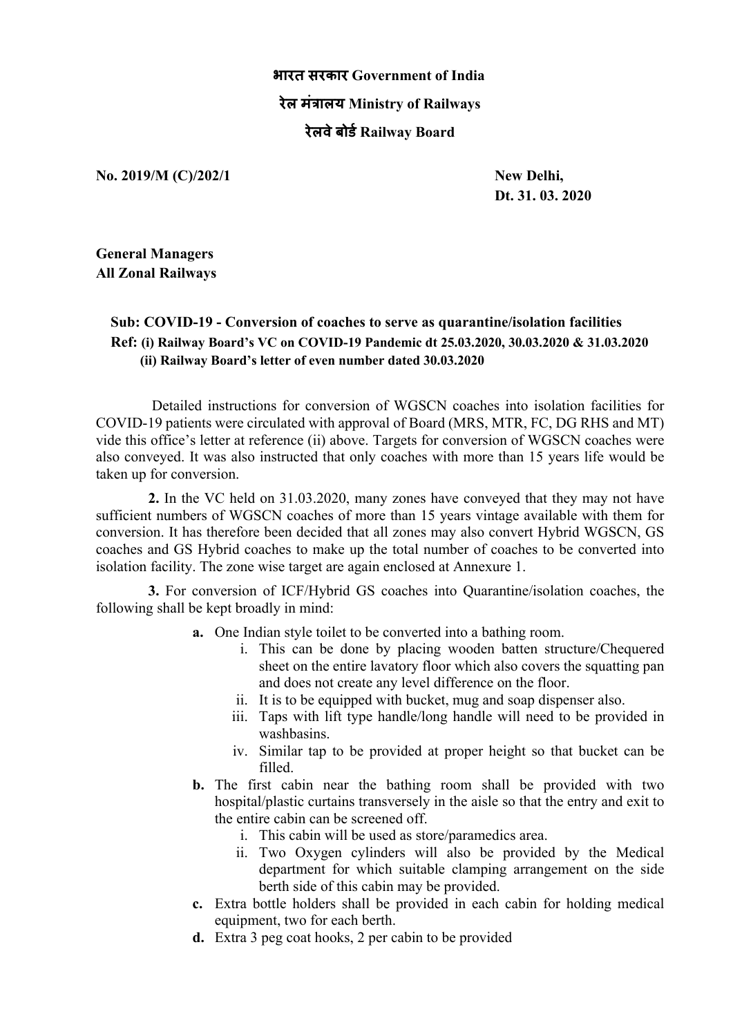**भारत सरकार Government of India**

**रेल मंत्रालय Ministry of Railways**

**रेलवे बोर्ड Railway Board**

**No. 2019/M (C)/202/1** **New Delhi,**
**Dt. 31. 03. 2020**

**General Managers**
**All Zonal Railways**

**Sub: COVID-19 - Conversion of coaches to serve as quarantine/isolation facilities**
**Ref: (i) Railway Board's VC on COVID-19 Pandemic dt 25.03.2020, 30.03.2020 & 31.03.2020**
**(ii) Railway Board's letter of even number dated 30.03.2020**

Detailed instructions for conversion of WGSCN coaches into isolation facilities for COVID-19 patients were circulated with approval of Board (MRS, MTR, FC, DG RHS and MT) vide this office's letter at reference (ii) above. Targets for conversion of WGSCN coaches were also conveyed. It was also instructed that only coaches with more than 15 years life would be taken up for conversion.

**2.** In the VC held on 31.03.2020, many zones have conveyed that they may not have sufficient numbers of WGSCN coaches of more than 15 years vintage available with them for conversion. It has therefore been decided that all zones may also convert Hybrid WGSCN, GS coaches and GS Hybrid coaches to make up the total number of coaches to be converted into isolation facility. The zone wise target are again enclosed at Annexure 1.

**3.** For conversion of ICF/Hybrid GS coaches into Quarantine/isolation coaches, the following shall be kept broadly in mind:

**a.** One Indian style toilet to be converted into a bathing room.
   i. This can be done by placing wooden batten structure/Chequered sheet on the entire lavatory floor which also covers the squatting pan and does not create any level difference on the floor.
   ii. It is to be equipped with bucket, mug and soap dispenser also.
   iii. Taps with lift type handle/long handle will need to be provided in washbasins.
   iv. Similar tap to be provided at proper height so that bucket can be filled.

**b.** The first cabin near the bathing room shall be provided with two hospital/plastic curtains transversely in the aisle so that the entry and exit to the entire cabin can be screened off.
   i. This cabin will be used as store/paramedics area.
   ii. Two Oxygen cylinders will also be provided by the Medical department for which suitable clamping arrangement on the side berth side of this cabin may be provided.

**c.** Extra bottle holders shall be provided in each cabin for holding medical equipment, two for each berth.

**d.** Extra 3 peg coat hooks, 2 per cabin to be provided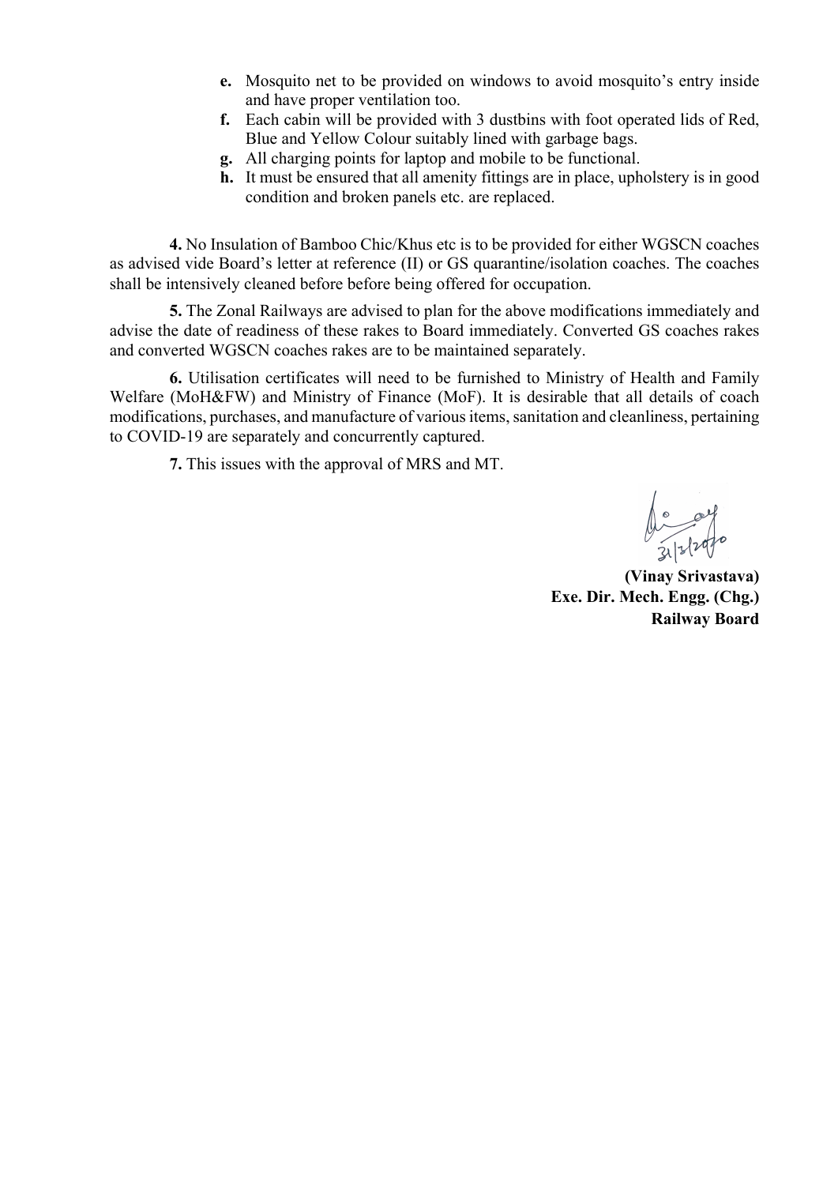- **e.** Mosquito net to be provided on windows to avoid mosquito's entry inside and have proper ventilation too.
- **f.** Each cabin will be provided with 3 dustbins with foot operated lids of Red, Blue and Yellow Colour suitably lined with garbage bags.
- **g.** All charging points for laptop and mobile to be functional.
- **h.** It must be ensured that all amenity fittings are in place, upholstery is in good condition and broken panels etc. are replaced.

**4.** No Insulation of Bamboo Chic/Khus etc is to be provided for either WGSCN coaches as advised vide Board's letter at reference (II) or GS quarantine/isolation coaches. The coaches shall be intensively cleaned before before being offered for occupation.

**5.** The Zonal Railways are advised to plan for the above modifications immediately and advise the date of readiness of these rakes to Board immediately. Converted GS coaches rakes and converted WGSCN coaches rakes are to be maintained separately.

**6.** Utilisation certificates will need to be furnished to Ministry of Health and Family Welfare (MoH&FW) and Ministry of Finance (MoF). It is desirable that all details of coach modifications, purchases, and manufacture of various items, sanitation and cleanliness, pertaining to COVID-19 are separately and concurrently captured.

**7.** This issues with the approval of MRS and MT.

31/3/2020

**(Vinay Srivastava)**
**Exe. Dir. Mech. Engg. (Chg.)**
**Railway Board**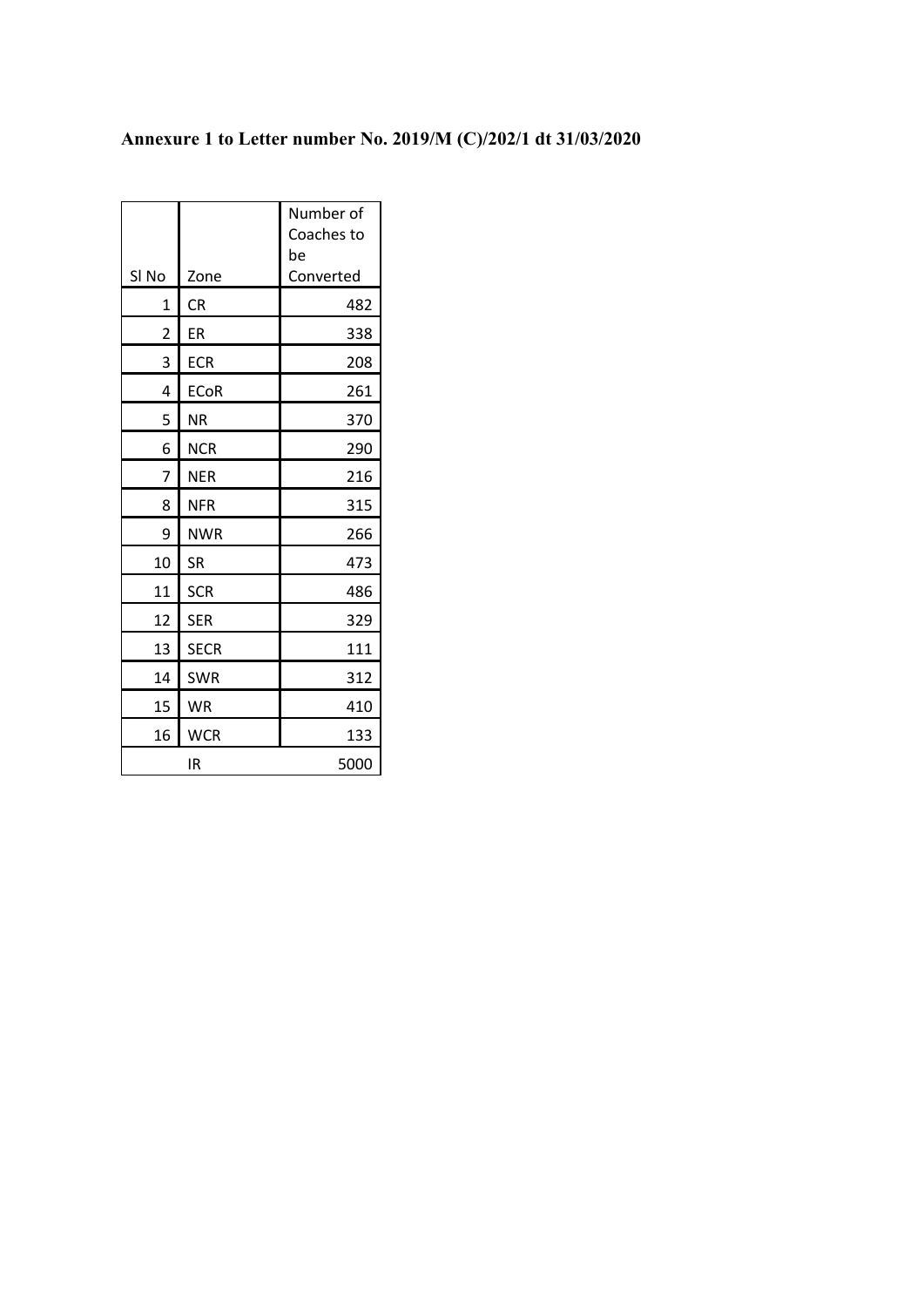**Annexure 1 to Letter number No. 2019/M (C)/202/1 dt 31/03/2020**

| Sl No | Zone | Number of Coaches to be Converted |
|---|---|---|
| 1 | CR | 482 |
| 2 | ER | 338 |
| 3 | ECR | 208 |
| 4 | ECoR | 261 |
| 5 | NR | 370 |
| 6 | NCR | 290 |
| 7 | NER | 216 |
| 8 | NFR | 315 |
| 9 | NWR | 266 |
| 10 | SR | 473 |
| 11 | SCR | 486 |
| 12 | SER | 329 |
| 13 | SECR | 111 |
| 14 | SWR | 312 |
| 15 | WR | 410 |
| 16 | WCR | 133 |
| | IR | 5000 |